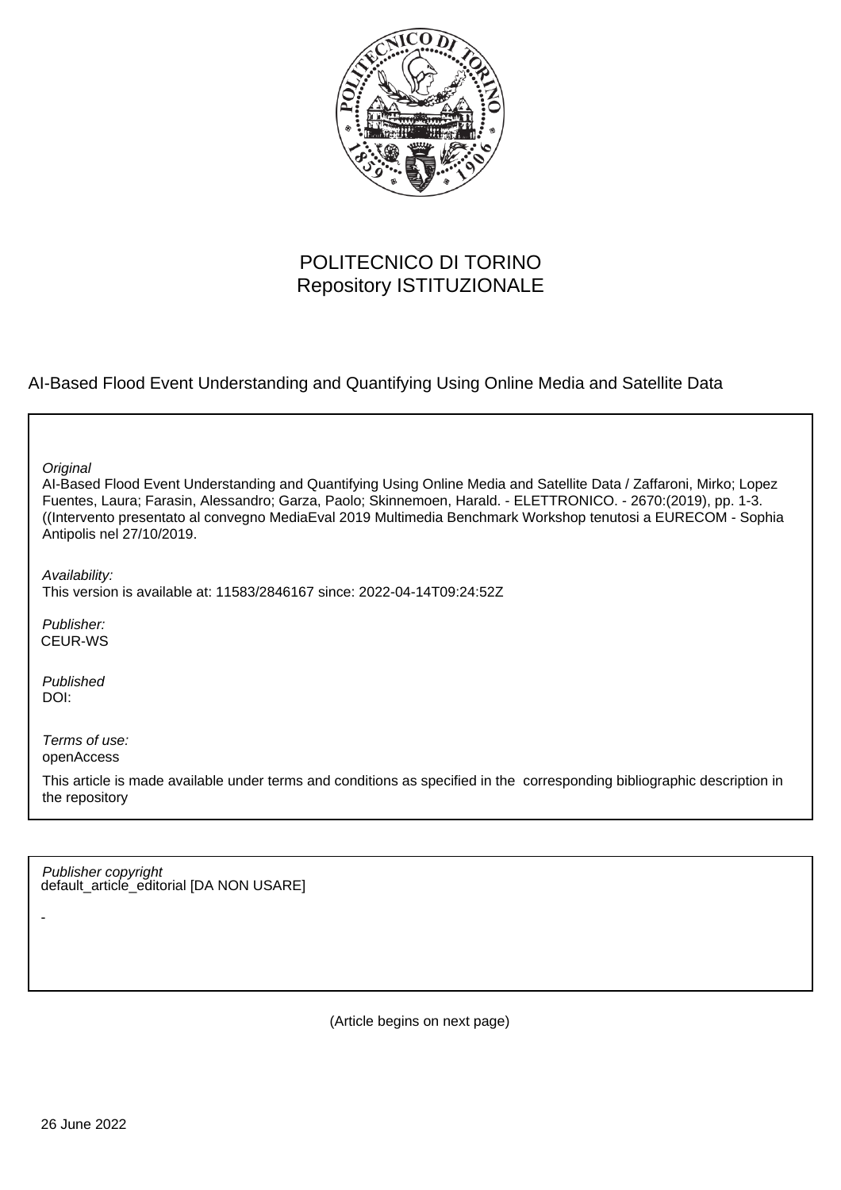POLITECNICO DI TORINO
Repository ISTITUZIONALE

AI-Based Flood Event Understanding and Quantifying Using Online Media and Satellite Data

*Original*
AI-Based Flood Event Understanding and Quantifying Using Online Media and Satellite Data / Zaffaroni, Mirko; Lopez Fuentes, Laura; Farasin, Alessandro; Garza, Paolo; Skinnemoen, Harald. - ELETTRONICO. - 2670:(2019), pp. 1-3. ((Intervento presentato al convegno MediaEval 2019 Multimedia Benchmark Workshop tenutosi a EURECOM - Sophia Antipolis nel 27/10/2019.

*Availability:*
This version is available at: 11583/2846167 since: 2022-04-14T09:24:52Z

*Publisher:*
CEUR-WS

*Published*
DOI:

*Terms of use:*
openAccess

This article is made available under terms and conditions as specified in the corresponding bibliographic description in the repository

*Publisher copyright*
default_article_editorial [DA NON USARE]

-

(Article begins on next page)

26 June 2022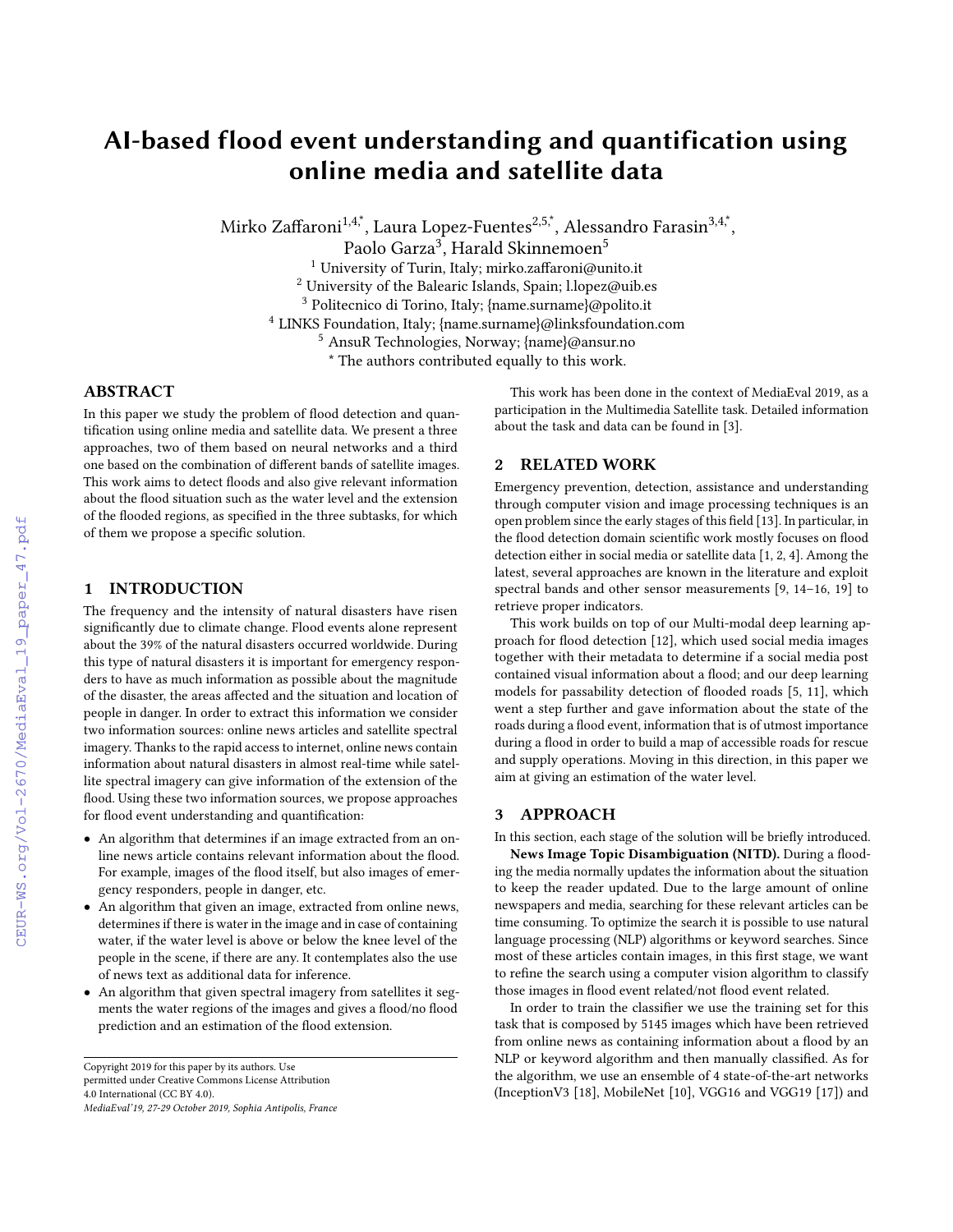# AI-based flood event understanding and quantification using online media and satellite data

Mirko Zaffaroni[1,4,*], Laura Lopez-Fuentes[2,5,*], Alessandro Farasin[3,4,*], Paolo Garza[3], Harald Skinnemoen[5]

[1] University of Turin, Italy; mirko.zaffaroni@unito.it
[2] University of the Balearic Islands, Spain; l.lopez@uib.es
[3] Politecnico di Torino, Italy; {name.surname}@polito.it
[4] LINKS Foundation, Italy; {name.surname}@linksfoundation.com
[5] AnsuR Technologies, Norway; {name}@ansur.no
[*] The authors contributed equally to this work.

## ABSTRACT

In this paper we study the problem of flood detection and quantification using online media and satellite data. We present a three approaches, two of them based on neural networks and a third one based on the combination of different bands of satellite images. This work aims to detect floods and also give relevant information about the flood situation such as the water level and the extension of the flooded regions, as specified in the three subtasks, for which of them we propose a specific solution.

## 1 INTRODUCTION

The frequency and the intensity of natural disasters have risen significantly due to climate change. Flood events alone represent about the 39% of the natural disasters occurred worldwide. During this type of natural disasters it is important for emergency responders to have as much information as possible about the magnitude of the disaster, the areas affected and the situation and location of people in danger. In order to extract this information we consider two information sources: online news articles and satellite spectral imagery. Thanks to the rapid access to internet, online news contain information about natural disasters in almost real-time while satellite spectral imagery can give information of the extension of the flood. Using these two information sources, we propose approaches for flood event understanding and quantification:

- An algorithm that determines if an image extracted from an online news article contains relevant information about the flood. For example, images of the flood itself, but also images of emergency responders, people in danger, etc.
- An algorithm that given an image, extracted from online news, determines if there is water in the image and in case of containing water, if the water level is above or below the knee level of the people in the scene, if there are any. It contemplates also the use of news text as additional data for inference.
- An algorithm that given spectral imagery from satellites it segments the water regions of the images and gives a flood/no flood prediction and an estimation of the flood extension.

Copyright 2019 for this paper by its authors. Use permitted under Creative Commons License Attribution 4.0 International (CC BY 4.0).
*MediaEval'19, 27-29 October 2019, Sophia Antipolis, France*

This work has been done in the context of MediaEval 2019, as a participation in the Multimedia Satellite task. Detailed information about the task and data can be found in [3].

## 2 RELATED WORK

Emergency prevention, detection, assistance and understanding through computer vision and image processing techniques is an open problem since the early stages of this field [13]. In particular, in the flood detection domain scientific work mostly focuses on flood detection either in social media or satellite data [1, 2, 4]. Among the latest, several approaches are known in the literature and exploit spectral bands and other sensor measurements [9, 14–16, 19] to retrieve proper indicators.

This work builds on top of our Multi-modal deep learning approach for flood detection [12], which used social media images together with their metadata to determine if a social media post contained visual information about a flood; and our deep learning models for passability detection of flooded roads [5, 11], which went a step further and gave information about the state of the roads during a flood event, information that is of utmost importance during a flood in order to build a map of accessible roads for rescue and supply operations. Moving in this direction, in this paper we aim at giving an estimation of the water level.

## 3 APPROACH

In this section, each stage of the solution will be briefly introduced.

**News Image Topic Disambiguation (NITD).** During a flooding the media normally updates the information about the situation to keep the reader updated. Due to the large amount of online newspapers and media, searching for these relevant articles can be time consuming. To optimize the search it is possible to use natural language processing (NLP) algorithms or keyword searches. Since most of these articles contain images, in this first stage, we want to refine the search using a computer vision algorithm to classify those images in flood event related/not flood event related.

In order to train the classifier we use the training set for this task that is composed by 5145 images which have been retrieved from online news as containing information about a flood by an NLP or keyword algorithm and then manually classified. As for the algorithm, we use an ensemble of 4 state-of-the-art networks (InceptionV3 [18], MobileNet [10], VGG16 and VGG19 [17]) and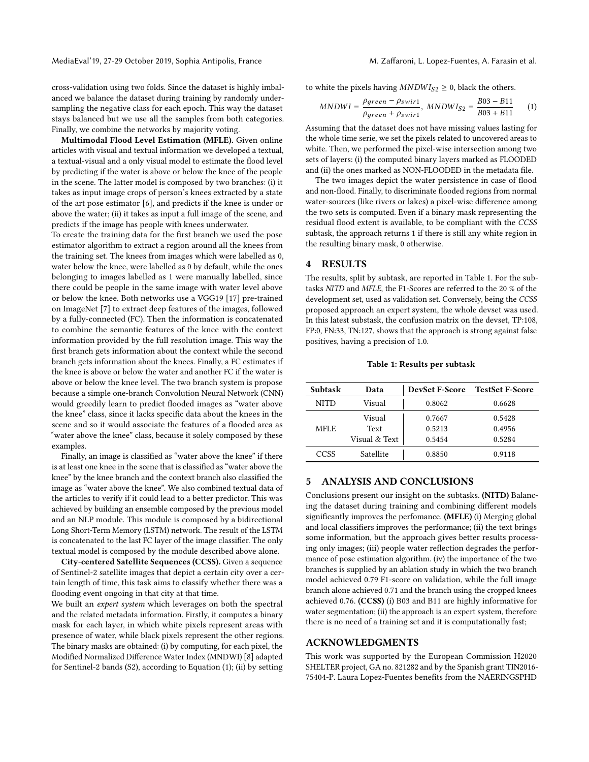cross-validation using two folds. Since the dataset is highly imbalanced we balance the dataset during training by randomly undersampling the negative class for each epoch. This way the dataset stays balanced but we use all the samples from both categories. Finally, we combine the networks by majority voting.

**Multimodal Flood Level Estimation (MFLE).** Given online articles with visual and textual information we developed a textual, a textual-visual and a only visual model to estimate the flood level by predicting if the water is above or below the knee of the people in the scene. The latter model is composed by two branches: (i) it takes as input image crops of person's knees extracted by a state of the art pose estimator [6], and predicts if the knee is under or above the water; (ii) it takes as input a full image of the scene, and predicts if the image has people with knees underwater.

To create the training data for the first branch we used the pose estimator algorithm to extract a region around all the knees from the training set. The knees from images which were labelled as 0, water below the knee, were labelled as 0 by default, while the ones belonging to images labelled as 1 were manually labelled, since there could be people in the same image with water level above or below the knee. Both networks use a VGG19 [17] pre-trained on ImageNet [7] to extract deep features of the images, followed by a fully-connected (FC). Then the information is concatenated to combine the semantic features of the knee with the context information provided by the full resolution image. This way the first branch gets information about the context while the second branch gets information about the knees. Finally, a FC estimates if the knee is above or below the water and another FC if the water is above or below the knee level. The two branch system is propose because a simple one-branch Convolution Neural Network (CNN) would greedily learn to predict flooded images as "water above the knee" class, since it lacks specific data about the knees in the scene and so it would associate the features of a flooded area as "water above the knee" class, because it solely composed by these examples.

Finally, an image is classified as "water above the knee" if there is at least one knee in the scene that is classified as "water above the knee" by the knee branch and the context branch also classified the image as "water above the knee". We also combined textual data of the articles to verify if it could lead to a better predictor. This was achieved by building an ensemble composed by the previous model and an NLP module. This module is composed by a bidirectional Long Short-Term Memory (LSTM) network. The result of the LSTM is concatenated to the last FC layer of the image classifier. The only textual model is composed by the module described above alone.

**City-centered Satellite Sequences (CCSS).** Given a sequence of Sentinel-2 satellite images that depict a certain city over a certain length of time, this task aims to classify whether there was a flooding event ongoing in that city at that time.

We built an *expert system* which leverages on both the spectral and the related metadata information. Firstly, it computes a binary mask for each layer, in which white pixels represent areas with presence of water, while black pixels represent the other regions. The binary masks are obtained: (i) by computing, for each pixel, the Modified Normalized Difference Water Index (MNDWI) [8] adapted for Sentinel-2 bands (S2), according to Equation (1); (ii) by setting to white the pixels having $MNDWI_{S2} \geq 0$, black the others.

$$MNDWI = \frac{\rho_{green} - \rho_{swir1}}{\rho_{green} + \rho_{swir1}}, \; MNDWI_{S2} = \frac{B03 - B11}{B03 + B11} \quad (1)$$

Assuming that the dataset does not have missing values lasting for the whole time serie, we set the pixels related to uncovered areas to white. Then, we performed the pixel-wise intersection among two sets of layers: (i) the computed binary layers marked as FLOODED and (ii) the ones marked as NON-FLOODED in the metadata file.

The two images depict the water persistence in case of flood and non-flood. Finally, to discriminate flooded regions from normal water-sources (like rivers or lakes) a pixel-wise difference among the two sets is computed. Even if a binary mask representing the residual flood extent is available, to be compliant with the *CCSS* subtask, the approach returns 1 if there is still any white region in the resulting binary mask, 0 otherwise.

## 4 RESULTS

The results, split by subtask, are reported in Table 1. For the subtasks *NITD* and *MFLE*, the F1-Scores are referred to the 20 % of the development set, used as validation set. Conversely, being the *CCSS* proposed approach an expert system, the whole devset was used. In this latest substask, the confusion matrix on the devset, TP:108, FP:0, FN:33, TN:127, shows that the approach is strong against false positives, having a precision of 1.0.

**Table 1: Results per subtask**

| Subtask | Data | DevSet F-Score | TestSet F-Score |
|---|---|---|---|
| NITD | Visual | 0.8062 | 0.6628 |
| MFLE | Visual | 0.7667 | 0.5428 |
| | Text | 0.5213 | 0.4956 |
| | Visual & Text | 0.5454 | 0.5284 |
| CCSS | Satellite | 0.8850 | 0.9118 |

## 5 ANALYSIS AND CONCLUSIONS

Conclusions present our insight on the subtasks. **(NITD)** Balancing the dataset during training and combining different models significantly improves the perfomance. **(MFLE)** (i) Merging global and local classifiers improves the performance; (ii) the text brings some information, but the approach gives better results processing only images; (iii) people water reflection degrades the performance of pose estimation algorithm. (iv) the importance of the two branches is supplied by an ablation study in which the two branch model achieved 0.79 F1-score on validation, while the full image branch alone achieved 0.71 and the branch using the cropped knees achieved 0.76. **(CCSS)** (i) B03 and B11 are highly informative for water segmentation; (ii) the approach is an expert system, therefore there is no need of a training set and it is computationally fast;

## ACKNOWLEDGMENTS

This work was supported by the European Commission H2020 SHELTER project, GA no. 821282 and by the Spanish grant TIN2016-75404-P. Laura Lopez-Fuentes benefits from the NAERINGSPHD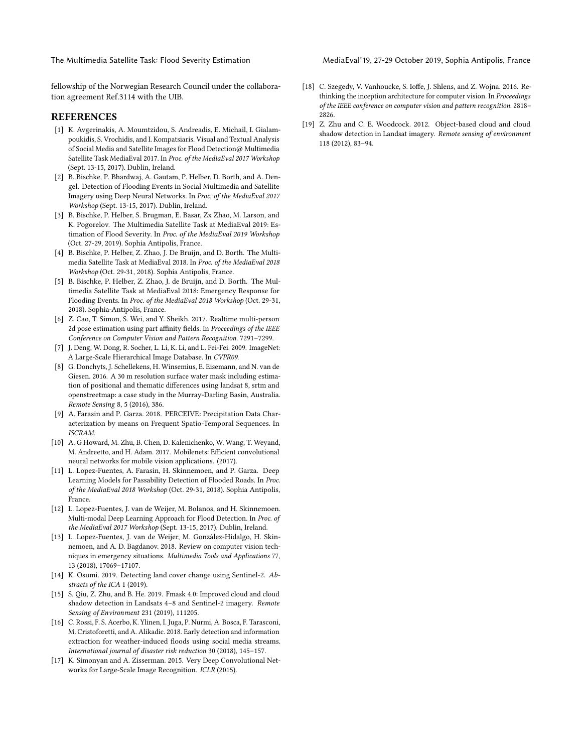fellowship of the Norwegian Research Council under the collaboration agreement Ref.3114 with the UIB.

## REFERENCES

[1] K. Avgerinakis, A. Moumtzidou, S. Andreadis, E. Michail, I. Gialampoukidis, S. Vrochidis, and I. Kompatsiaris. Visual and Textual Analysis of Social Media and Satellite Images for Flood Detection@ Multimedia Satellite Task MediaEval 2017. In *Proc. of the MediaEval 2017 Workshop* (Sept. 13-15, 2017). Dublin, Ireland.

[2] B. Bischke, P. Bhardwaj, A. Gautam, P. Helber, D. Borth, and A. Dengel. Detection of Flooding Events in Social Multimedia and Satellite Imagery using Deep Neural Networks. In *Proc. of the MediaEval 2017 Workshop* (Sept. 13-15, 2017). Dublin, Ireland.

[3] B. Bischke, P. Helber, S. Brugman, E. Basar, Zx Zhao, M. Larson, and K. Pogorelov. The Multimedia Satellite Task at MediaEval 2019: Estimation of Flood Severity. In *Proc. of the MediaEval 2019 Workshop* (Oct. 27-29, 2019). Sophia Antipolis, France.

[4] B. Bischke, P. Helber, Z. Zhao, J. De Bruijn, and D. Borth. The Multimedia Satellite Task at MediaEval 2018. In *Proc. of the MediaEval 2018 Workshop* (Oct. 29-31, 2018). Sophia Antipolis, France.

[5] B. Bischke, P. Helber, Z. Zhao, J. de Bruijn, and D. Borth. The Multimedia Satellite Task at MediaEval 2018: Emergency Response for Flooding Events. In *Proc. of the MediaEval 2018 Workshop* (Oct. 29-31, 2018). Sophia-Antipolis, France.

[6] Z. Cao, T. Simon, S. Wei, and Y. Sheikh. 2017. Realtime multi-person 2d pose estimation using part affinity fields. In *Proceedings of the IEEE Conference on Computer Vision and Pattern Recognition*. 7291–7299.

[7] J. Deng, W. Dong, R. Socher, L. Li, K. Li, and L. Fei-Fei. 2009. ImageNet: A Large-Scale Hierarchical Image Database. In *CVPR09*.

[8] G. Donchyts, J. Schellekens, H. Winsemius, E. Eisemann, and N. van de Giesen. 2016. A 30 m resolution surface water mask including estimation of positional and thematic differences using landsat 8, srtm and openstreetmap: a case study in the Murray-Darling Basin, Australia. *Remote Sensing* 8, 5 (2016), 386.

[9] A. Farasin and P. Garza. 2018. PERCEIVE: Precipitation Data Characterization by means on Frequent Spatio-Temporal Sequences. In *ISCRAM*.

[10] A. G Howard, M. Zhu, B. Chen, D. Kalenichenko, W. Wang, T. Weyand, M. Andreetto, and H. Adam. 2017. Mobilenets: Efficient convolutional neural networks for mobile vision applications. (2017).

[11] L. Lopez-Fuentes, A. Farasin, H. Skinnemoen, and P. Garza. Deep Learning Models for Passability Detection of Flooded Roads. In *Proc. of the MediaEval 2018 Workshop* (Oct. 29-31, 2018). Sophia Antipolis, France.

[12] L. Lopez-Fuentes, J. van de Weijer, M. Bolanos, and H. Skinnemoen. Multi-modal Deep Learning Approach for Flood Detection. In *Proc. of the MediaEval 2017 Workshop* (Sept. 13-15, 2017). Dublin, Ireland.

[13] L. Lopez-Fuentes, J. van de Weijer, M. González-Hidalgo, H. Skinnemoen, and A. D. Bagdanov. 2018. Review on computer vision techniques in emergency situations. *Multimedia Tools and Applications* 77, 13 (2018), 17069–17107.

[14] K. Osumi. 2019. Detecting land cover change using Sentinel-2. *Abstracts of the ICA* 1 (2019).

[15] S. Qiu, Z. Zhu, and B. He. 2019. Fmask 4.0: Improved cloud and cloud shadow detection in Landsats 4–8 and Sentinel-2 imagery. *Remote Sensing of Environment* 231 (2019), 111205.

[16] C. Rossi, F. S. Acerbo, K. Ylinen, I. Juga, P. Nurmi, A. Bosca, F. Tarasconi, M. Cristoforetti, and A. Alikadic. 2018. Early detection and information extraction for weather-induced floods using social media streams. *International journal of disaster risk reduction* 30 (2018), 145–157.

[17] K. Simonyan and A. Zisserman. 2015. Very Deep Convolutional Networks for Large-Scale Image Recognition. *ICLR* (2015).

[18] C. Szegedy, V. Vanhoucke, S. Ioffe, J. Shlens, and Z. Wojna. 2016. Rethinking the inception architecture for computer vision. In *Proceedings of the IEEE conference on computer vision and pattern recognition*. 2818–2826.

[19] Z. Zhu and C. E. Woodcock. 2012. Object-based cloud and cloud shadow detection in Landsat imagery. *Remote sensing of environment* 118 (2012), 83–94.